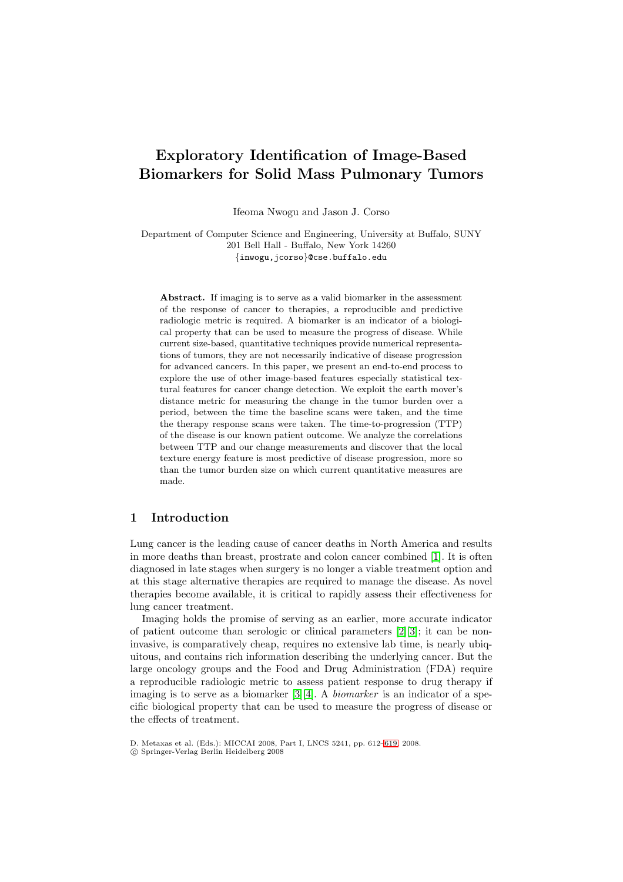# Exploratory Identification of Image-Based Biomarkers for Solid Mass Pulmonary Tumors

Ifeoma Nwogu and Jason J. Corso

Department of Computer Science and Engineering, University at Buffalo, SUNY
201 Bell Hall - Buffalo, New York 14260
{inwogu,jcorso}@cse.buffalo.edu

**Abstract.** If imaging is to serve as a valid biomarker in the assessment of the response of cancer to therapies, a reproducible and predictive radiologic metric is required. A biomarker is an indicator of a biological property that can be used to measure the progress of disease. While current size-based, quantitative techniques provide numerical representations of tumors, they are not necessarily indicative of disease progression for advanced cancers. In this paper, we present an end-to-end process to explore the use of other image-based features especially statistical textural features for cancer change detection. We exploit the earth mover's distance metric for measuring the change in the tumor burden over a period, between the time the baseline scans were taken, and the time the therapy response scans were taken. The time-to-progression (TTP) of the disease is our known patient outcome. We analyze the correlations between TTP and our change measurements and discover that the local texture energy feature is most predictive of disease progression, more so than the tumor burden size on which current quantitative measures are made.

## 1 Introduction

Lung cancer is the leading cause of cancer deaths in North America and results in more deaths than breast, prostrate and colon cancer combined [1]. It is often diagnosed in late stages when surgery is no longer a viable treatment option and at this stage alternative therapies are required to manage the disease. As novel therapies become available, it is critical to rapidly assess their effectiveness for lung cancer treatment.

Imaging holds the promise of serving as an earlier, more accurate indicator of patient outcome than serologic or clinical parameters [2,3]; it can be non-invasive, is comparatively cheap, requires no extensive lab time, is nearly ubiquitous, and contains rich information describing the underlying cancer. But the large oncology groups and the Food and Drug Administration (FDA) require a reproducible radiologic metric to assess patient response to drug therapy if imaging is to serve as a biomarker [3,4]. A *biomarker* is an indicator of a specific biological property that can be used to measure the progress of disease or the effects of treatment.

D. Metaxas et al. (Eds.): MICCAI 2008, Part I, LNCS 5241, pp. 612–619, 2008.
© Springer-Verlag Berlin Heidelberg 2008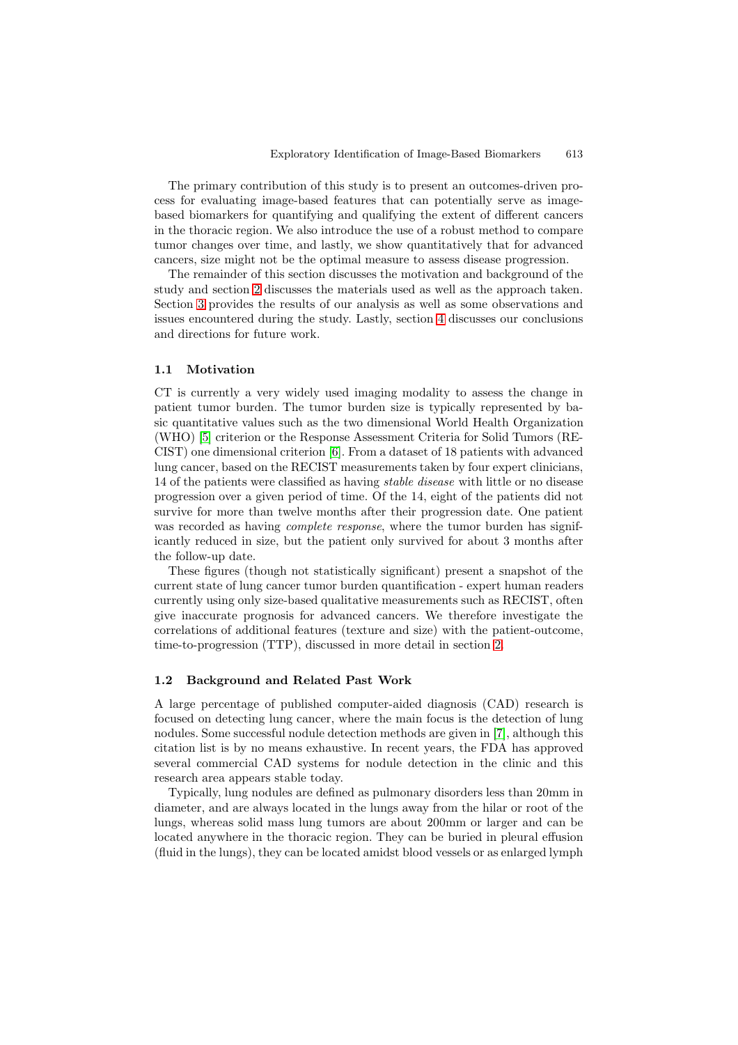The primary contribution of this study is to present an outcomes-driven process for evaluating image-based features that can potentially serve as image-based biomarkers for quantifying and qualifying the extent of different cancers in the thoracic region. We also introduce the use of a robust method to compare tumor changes over time, and lastly, we show quantitatively that for advanced cancers, size might not be the optimal measure to assess disease progression.

The remainder of this section discusses the motivation and background of the study and section 2 discusses the materials used as well as the approach taken. Section 3 provides the results of our analysis as well as some observations and issues encountered during the study. Lastly, section 4 discusses our conclusions and directions for future work.

### 1.1 Motivation

CT is currently a very widely used imaging modality to assess the change in patient tumor burden. The tumor burden size is typically represented by basic quantitative values such as the two dimensional World Health Organization (WHO) [5] criterion or the Response Assessment Criteria for Solid Tumors (RECIST) one dimensional criterion [6]. From a dataset of 18 patients with advanced lung cancer, based on the RECIST measurements taken by four expert clinicians, 14 of the patients were classified as having *stable disease* with little or no disease progression over a given period of time. Of the 14, eight of the patients did not survive for more than twelve months after their progression date. One patient was recorded as having *complete response*, where the tumor burden has significantly reduced in size, but the patient only survived for about 3 months after the follow-up date.

These figures (though not statistically significant) present a snapshot of the current state of lung cancer tumor burden quantification - expert human readers currently using only size-based qualitative measurements such as RECIST, often give inaccurate prognosis for advanced cancers. We therefore investigate the correlations of additional features (texture and size) with the patient-outcome, time-to-progression (TTP), discussed in more detail in section 2.

### 1.2 Background and Related Past Work

A large percentage of published computer-aided diagnosis (CAD) research is focused on detecting lung cancer, where the main focus is the detection of lung nodules. Some successful nodule detection methods are given in [7], although this citation list is by no means exhaustive. In recent years, the FDA has approved several commercial CAD systems for nodule detection in the clinic and this research area appears stable today.

Typically, lung nodules are defined as pulmonary disorders less than 20mm in diameter, and are always located in the lungs away from the hilar or root of the lungs, whereas solid mass lung tumors are about 200mm or larger and can be located anywhere in the thoracic region. They can be buried in pleural effusion (fluid in the lungs), they can be located amidst blood vessels or as enlarged lymph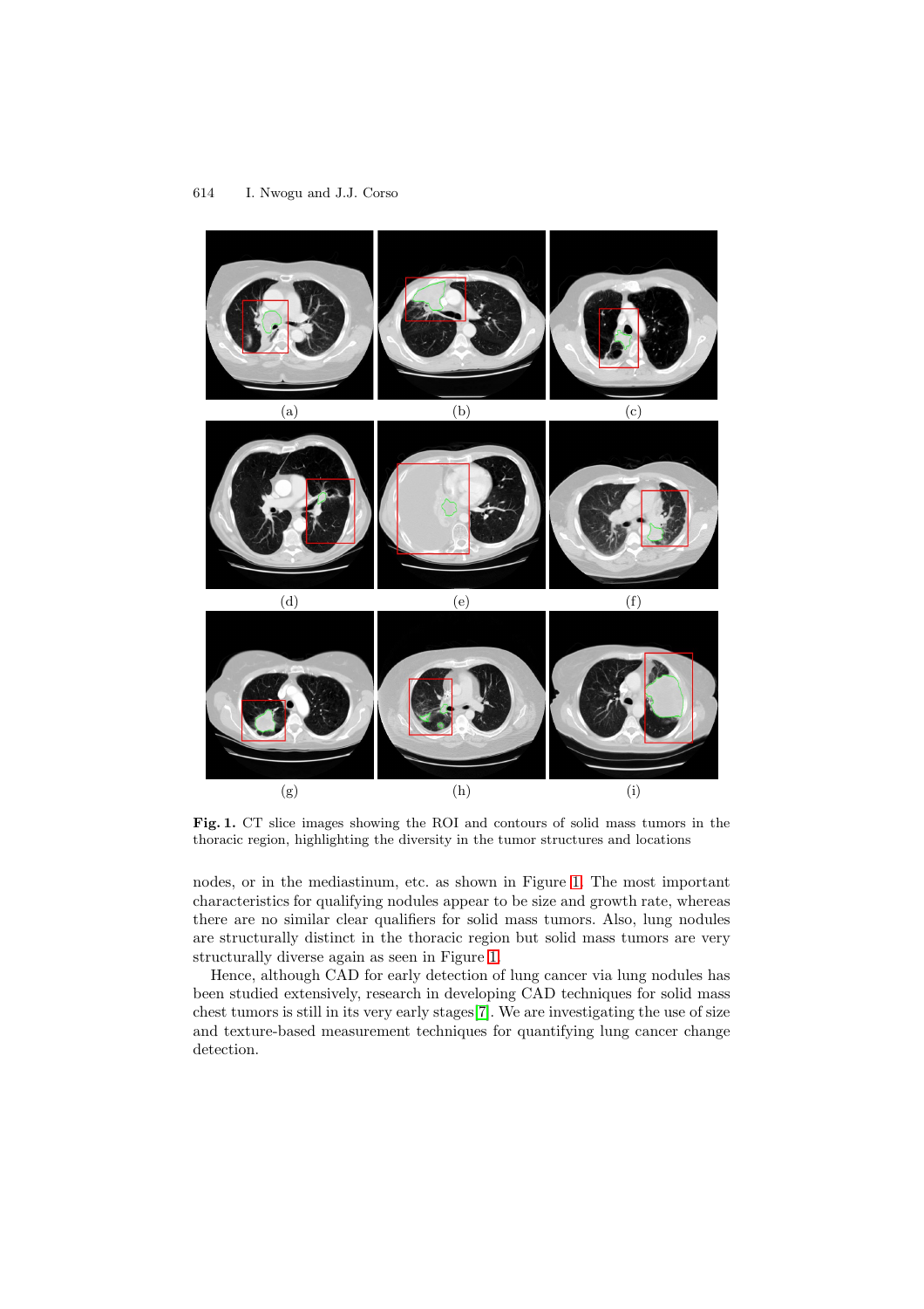(a) (b) (c)

(d) (e) (f)

(g) (h) (i)

**Fig. 1.** CT slice images showing the ROI and contours of solid mass tumors in the thoracic region, highlighting the diversity in the tumor structures and locations

nodes, or in the mediastinum, etc. as shown in Figure 1. The most important characteristics for qualifying nodules appear to be size and growth rate, whereas there are no similar clear qualifiers for solid mass tumors. Also, lung nodules are structurally distinct in the thoracic region but solid mass tumors are very structurally diverse again as seen in Figure 1.

Hence, although CAD for early detection of lung cancer via lung nodules has been studied extensively, research in developing CAD techniques for solid mass chest tumors is still in its very early stages [7]. We are investigating the use of size and texture-based measurement techniques for quantifying lung cancer change detection.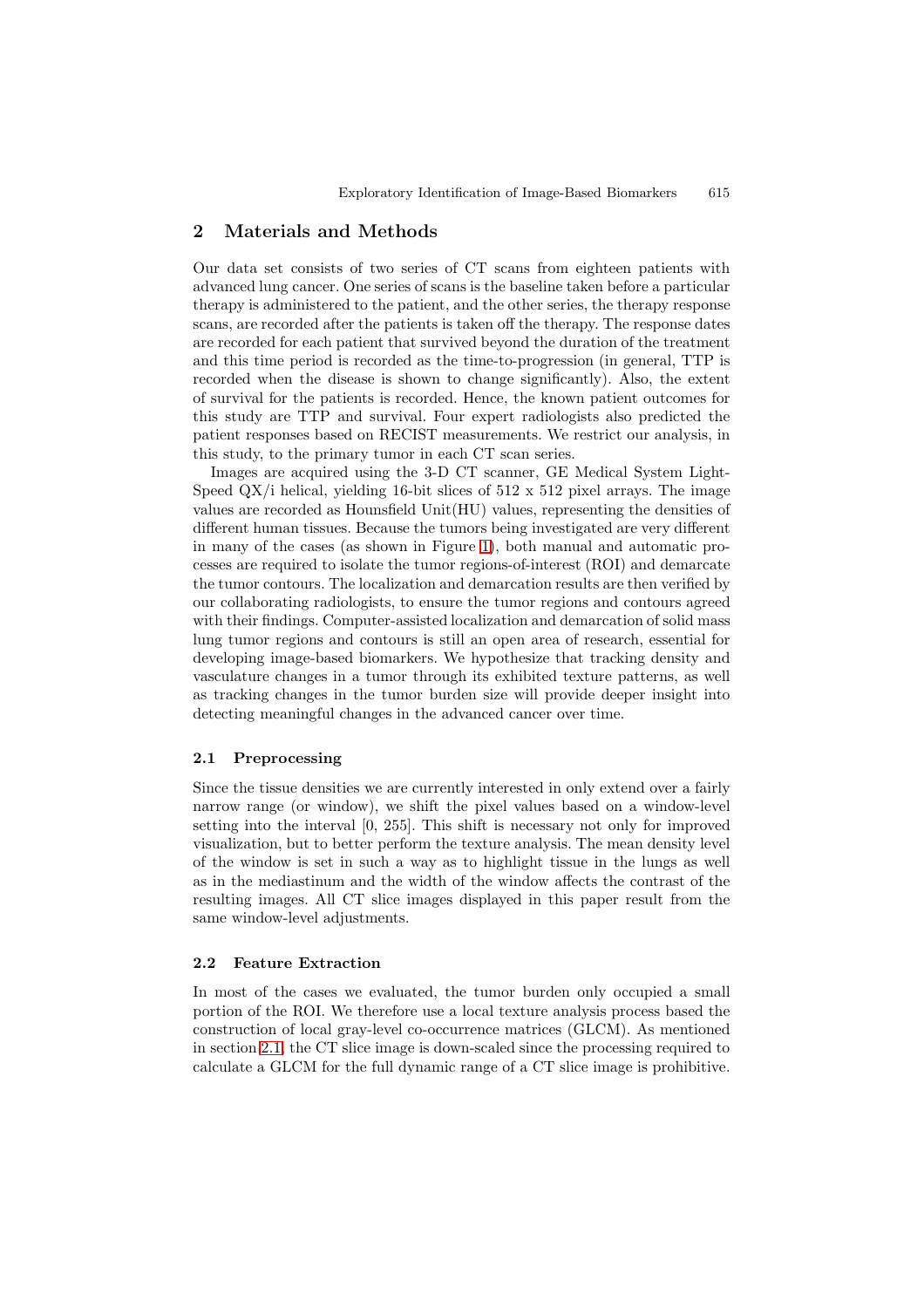## 2 Materials and Methods

Our data set consists of two series of CT scans from eighteen patients with advanced lung cancer. One series of scans is the baseline taken before a particular therapy is administered to the patient, and the other series, the therapy response scans, are recorded after the patients is taken off the therapy. The response dates are recorded for each patient that survived beyond the duration of the treatment and this time period is recorded as the time-to-progression (in general, TTP is recorded when the disease is shown to change significantly). Also, the extent of survival for the patients is recorded. Hence, the known patient outcomes for this study are TTP and survival. Four expert radiologists also predicted the patient responses based on RECIST measurements. We restrict our analysis, in this study, to the primary tumor in each CT scan series.

Images are acquired using the 3-D CT scanner, GE Medical System Light-Speed QX/i helical, yielding 16-bit slices of 512 x 512 pixel arrays. The image values are recorded as Hounsfield Unit(HU) values, representing the densities of different human tissues. Because the tumors being investigated are very different in many of the cases (as shown in Figure 1), both manual and automatic processes are required to isolate the tumor regions-of-interest (ROI) and demarcate the tumor contours. The localization and demarcation results are then verified by our collaborating radiologists, to ensure the tumor regions and contours agreed with their findings. Computer-assisted localization and demarcation of solid mass lung tumor regions and contours is still an open area of research, essential for developing image-based biomarkers. We hypothesize that tracking density and vasculature changes in a tumor through its exhibited texture patterns, as well as tracking changes in the tumor burden size will provide deeper insight into detecting meaningful changes in the advanced cancer over time.

### 2.1 Preprocessing

Since the tissue densities we are currently interested in only extend over a fairly narrow range (or window), we shift the pixel values based on a window-level setting into the interval [0, 255]. This shift is necessary not only for improved visualization, but to better perform the texture analysis. The mean density level of the window is set in such a way as to highlight tissue in the lungs as well as in the mediastinum and the width of the window affects the contrast of the resulting images. All CT slice images displayed in this paper result from the same window-level adjustments.

### 2.2 Feature Extraction

In most of the cases we evaluated, the tumor burden only occupied a small portion of the ROI. We therefore use a local texture analysis process based the construction of local gray-level co-occurrence matrices (GLCM). As mentioned in section 2.1, the CT slice image is down-scaled since the processing required to calculate a GLCM for the full dynamic range of a CT slice image is prohibitive.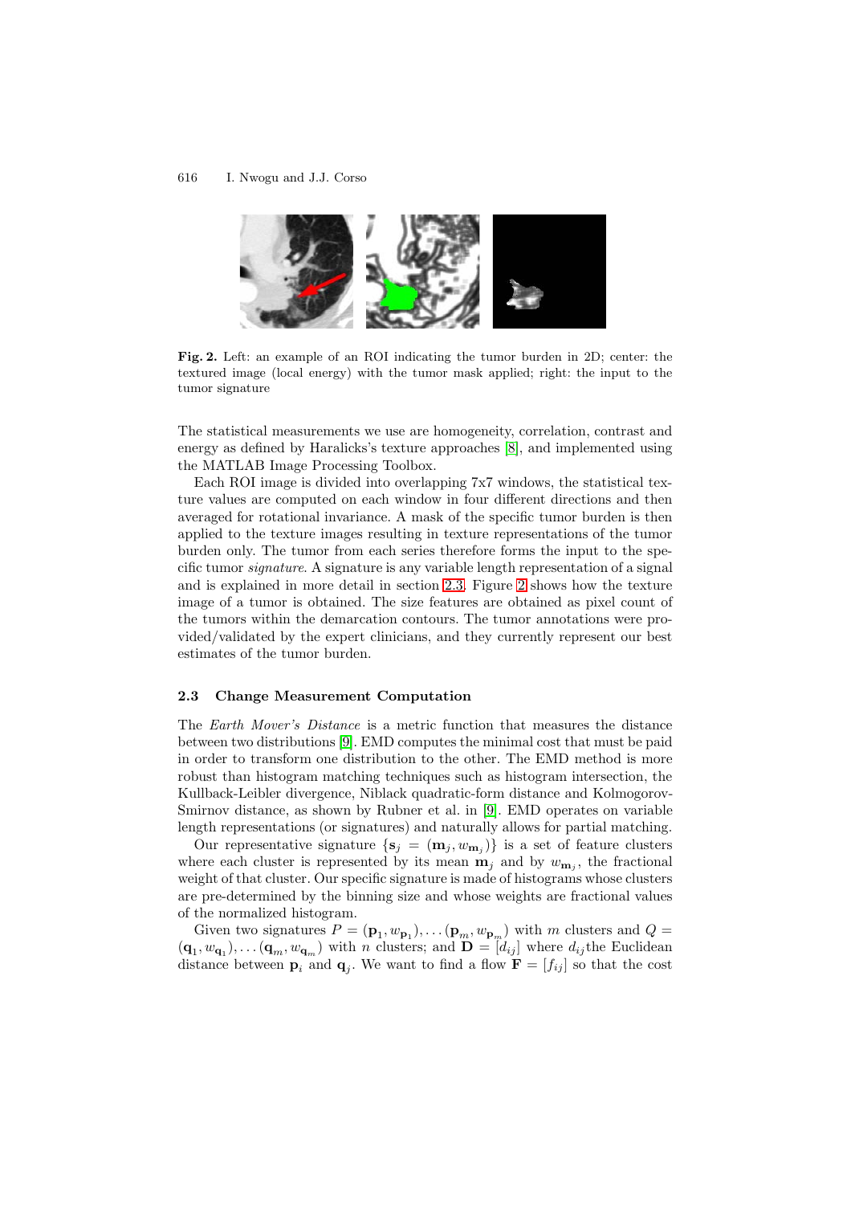**Fig. 2.** Left: an example of an ROI indicating the tumor burden in 2D; center: the textured image (local energy) with the tumor mask applied; right: the input to the tumor signature

The statistical measurements we use are homogeneity, correlation, contrast and energy as defined by Haralicks's texture approaches [8], and implemented using the MATLAB Image Processing Toolbox.

Each ROI image is divided into overlapping 7x7 windows, the statistical texture values are computed on each window in four different directions and then averaged for rotational invariance. A mask of the specific tumor burden is then applied to the texture images resulting in texture representations of the tumor burden only. The tumor from each series therefore forms the input to the specific tumor *signature*. A signature is any variable length representation of a signal and is explained in more detail in section 2.3. Figure 2 shows how the texture image of a tumor is obtained. The size features are obtained as pixel count of the tumors within the demarcation contours. The tumor annotations were provided/validated by the expert clinicians, and they currently represent our best estimates of the tumor burden.

### 2.3 Change Measurement Computation

The *Earth Mover's Distance* is a metric function that measures the distance between two distributions [9]. EMD computes the minimal cost that must be paid in order to transform one distribution to the other. The EMD method is more robust than histogram matching techniques such as histogram intersection, the Kullback-Leibler divergence, Niblack quadratic-form distance and Kolmogorov-Smirnov distance, as shown by Rubner et al. in [9]. EMD operates on variable length representations (or signatures) and naturally allows for partial matching.

Our representative signature $\{\mathbf{s}_j = (\mathbf{m}_j, w_{\mathbf{m}_j})\}$ is a set of feature clusters where each cluster is represented by its mean $\mathbf{m}_j$ and by $w_{\mathbf{m}_j}$, the fractional weight of that cluster. Our specific signature is made of histograms whose clusters are pre-determined by the binning size and whose weights are fractional values of the normalized histogram.

Given two signatures $P = (\mathbf{p}_1, w_{\mathbf{p}_1}), \ldots (\mathbf{p}_m, w_{\mathbf{p}_m})$ with $m$ clusters and $Q = (\mathbf{q}_1, w_{\mathbf{q}_1}), \ldots (\mathbf{q}_m, w_{\mathbf{q}_m})$ with $n$ clusters; and $\mathbf{D} = [d_{ij}]$ where $d_{ij}$the Euclidean distance between $\mathbf{p}_i$ and $\mathbf{q}_j$. We want to find a flow $\mathbf{F} = [f_{ij}]$ so that the cost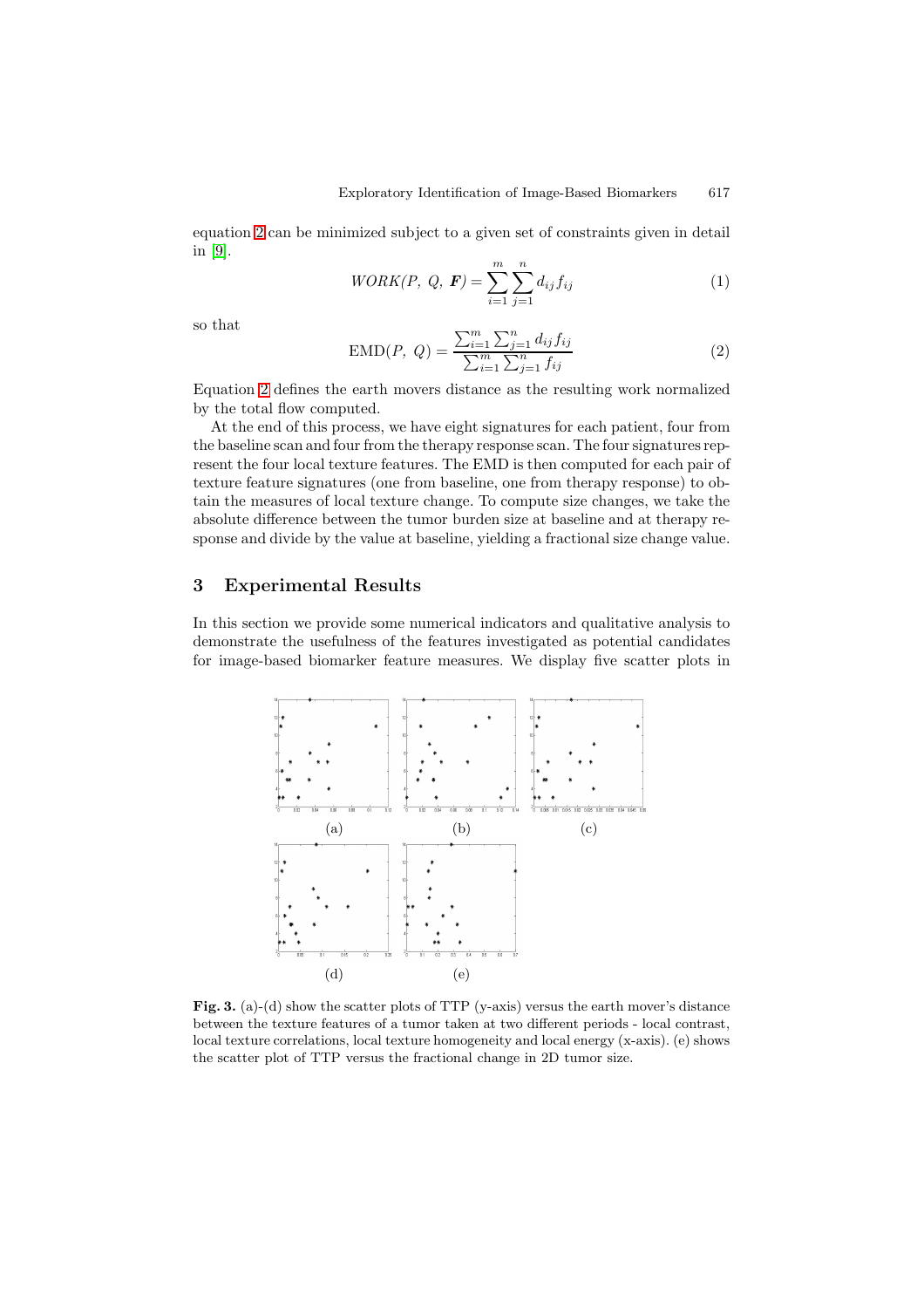equation 2 can be minimized subject to a given set of constraints given in detail in [9].

$$WORK(P,\ Q,\ \boldsymbol{F}) = \sum_{i=1}^{m}\sum_{j=1}^{n} d_{ij} f_{ij} \tag{1}$$

so that

$$\text{EMD}(P,\ Q) = \frac{\sum_{i=1}^{m}\sum_{j=1}^{n} d_{ij} f_{ij}}{\sum_{i=1}^{m}\sum_{j=1}^{n} f_{ij}} \tag{2}$$

Equation 2 defines the earth movers distance as the resulting work normalized by the total flow computed.

At the end of this process, we have eight signatures for each patient, four from the baseline scan and four from the therapy response scan. The four signatures represent the four local texture features. The EMD is then computed for each pair of texture feature signatures (one from baseline, one from therapy response) to obtain the measures of local texture change. To compute size changes, we take the absolute difference between the tumor burden size at baseline and at therapy response and divide by the value at baseline, yielding a fractional size change value.

## 3 Experimental Results

In this section we provide some numerical indicators and qualitative analysis to demonstrate the usefulness of the features investigated as potential candidates for image-based biomarker feature measures. We display five scatter plots in

(a) (b) (c)

(d) (e)

**Fig. 3.** (a)-(d) show the scatter plots of TTP (y-axis) versus the earth mover's distance between the texture features of a tumor taken at two different periods - local contrast, local texture correlations, local texture homogeneity and local energy (x-axis). (e) shows the scatter plot of TTP versus the fractional change in 2D tumor size.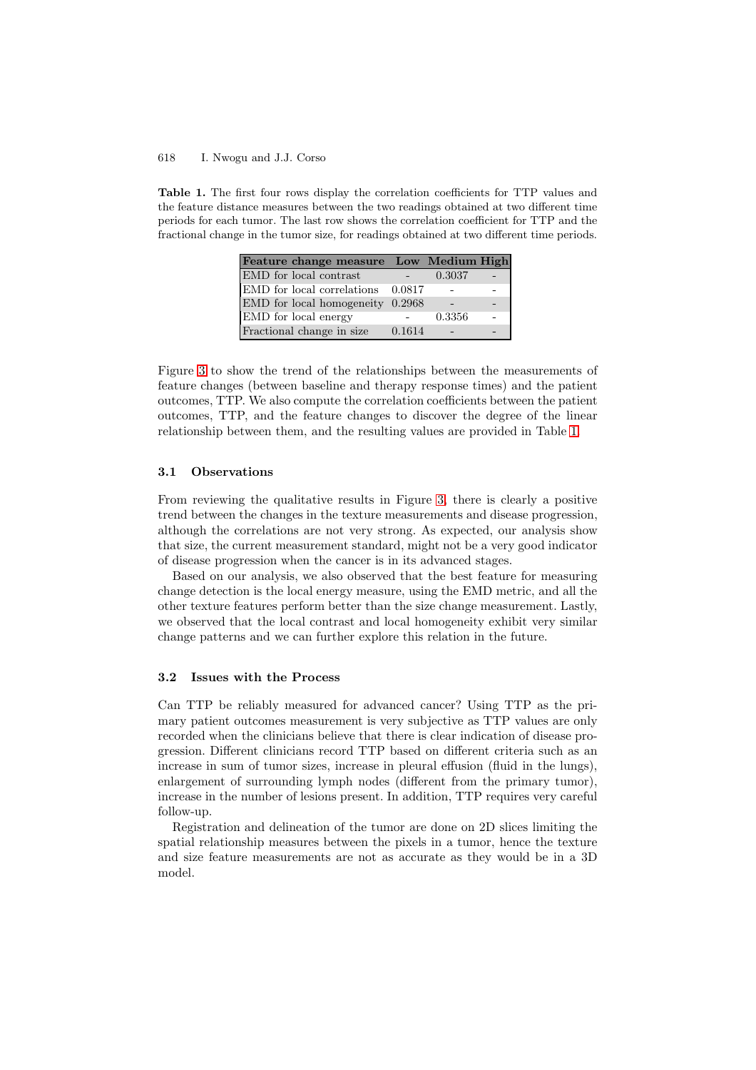**Table 1.** The first four rows display the correlation coefficients for TTP values and the feature distance measures between the two readings obtained at two different time periods for each tumor. The last row shows the correlation coefficient for TTP and the fractional change in the tumor size, for readings obtained at two different time periods.

| Feature change measure | Low | Medium | High |
|---|---|---|---|
| EMD for local contrast | - | 0.3037 | - |
| EMD for local correlations | 0.0817 | - | - |
| EMD for local homogeneity | 0.2968 | - | - |
| EMD for local energy | - | 0.3356 | - |
| Fractional change in size | 0.1614 | - | - |

Figure 3 to show the trend of the relationships between the measurements of feature changes (between baseline and therapy response times) and the patient outcomes, TTP. We also compute the correlation coefficients between the patient outcomes, TTP, and the feature changes to discover the degree of the linear relationship between them, and the resulting values are provided in Table 1.

### 3.1 Observations

From reviewing the qualitative results in Figure 3, there is clearly a positive trend between the changes in the texture measurements and disease progression, although the correlations are not very strong. As expected, our analysis show that size, the current measurement standard, might not be a very good indicator of disease progression when the cancer is in its advanced stages.

Based on our analysis, we also observed that the best feature for measuring change detection is the local energy measure, using the EMD metric, and all the other texture features perform better than the size change measurement. Lastly, we observed that the local contrast and local homogeneity exhibit very similar change patterns and we can further explore this relation in the future.

### 3.2 Issues with the Process

Can TTP be reliably measured for advanced cancer? Using TTP as the primary patient outcomes measurement is very subjective as TTP values are only recorded when the clinicians believe that there is clear indication of disease progression. Different clinicians record TTP based on different criteria such as an increase in sum of tumor sizes, increase in pleural effusion (fluid in the lungs), enlargement of surrounding lymph nodes (different from the primary tumor), increase in the number of lesions present. In addition, TTP requires very careful follow-up.

Registration and delineation of the tumor are done on 2D slices limiting the spatial relationship measures between the pixels in a tumor, hence the texture and size feature measurements are not as accurate as they would be in a 3D model.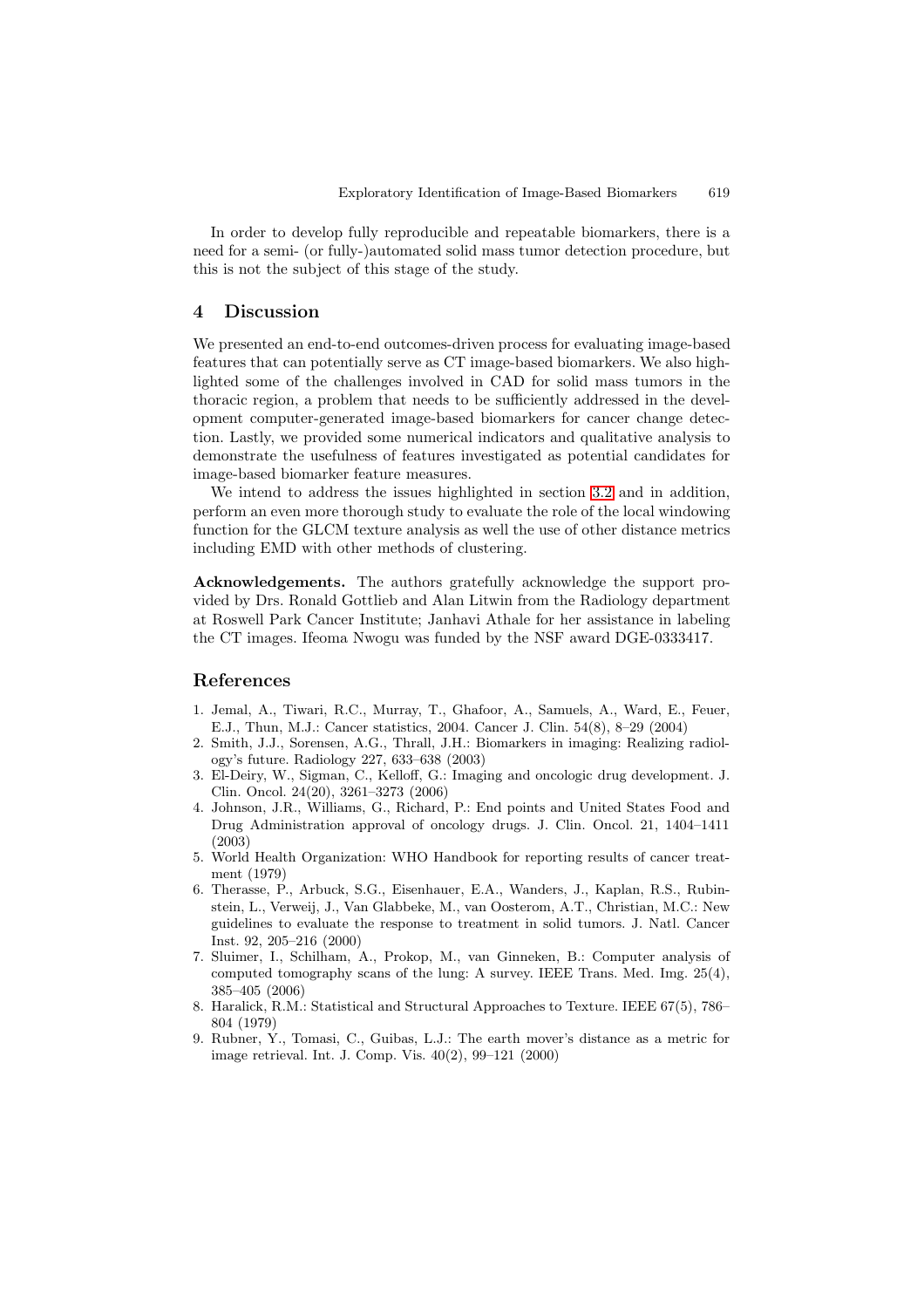In order to develop fully reproducible and repeatable biomarkers, there is a need for a semi- (or fully-)automated solid mass tumor detection procedure, but this is not the subject of this stage of the study.

## 4 Discussion

We presented an end-to-end outcomes-driven process for evaluating image-based features that can potentially serve as CT image-based biomarkers. We also highlighted some of the challenges involved in CAD for solid mass tumors in the thoracic region, a problem that needs to be sufficiently addressed in the development computer-generated image-based biomarkers for cancer change detection. Lastly, we provided some numerical indicators and qualitative analysis to demonstrate the usefulness of features investigated as potential candidates for image-based biomarker feature measures.

We intend to address the issues highlighted in section 3.2 and in addition, perform an even more thorough study to evaluate the role of the local windowing function for the GLCM texture analysis as well the use of other distance metrics including EMD with other methods of clustering.

**Acknowledgements.** The authors gratefully acknowledge the support provided by Drs. Ronald Gottlieb and Alan Litwin from the Radiology department at Roswell Park Cancer Institute; Janhavi Athale for her assistance in labeling the CT images. Ifeoma Nwogu was funded by the NSF award DGE-0333417.

## References

1. Jemal, A., Tiwari, R.C., Murray, T., Ghafoor, A., Samuels, A., Ward, E., Feuer, E.J., Thun, M.J.: Cancer statistics, 2004. Cancer J. Clin. 54(8), 8–29 (2004)
2. Smith, J.J., Sorensen, A.G., Thrall, J.H.: Biomarkers in imaging: Realizing radiology's future. Radiology 227, 633–638 (2003)
3. El-Deiry, W., Sigman, C., Kelloff, G.: Imaging and oncologic drug development. J. Clin. Oncol. 24(20), 3261–3273 (2006)
4. Johnson, J.R., Williams, G., Richard, P.: End points and United States Food and Drug Administration approval of oncology drugs. J. Clin. Oncol. 21, 1404–1411 (2003)
5. World Health Organization: WHO Handbook for reporting results of cancer treatment (1979)
6. Therasse, P., Arbuck, S.G., Eisenhauer, E.A., Wanders, J., Kaplan, R.S., Rubinstein, L., Verweij, J., Van Glabbeke, M., van Oosterom, A.T., Christian, M.C.: New guidelines to evaluate the response to treatment in solid tumors. J. Natl. Cancer Inst. 92, 205–216 (2000)
7. Sluimer, I., Schilham, A., Prokop, M., van Ginneken, B.: Computer analysis of computed tomography scans of the lung: A survey. IEEE Trans. Med. Img. 25(4), 385–405 (2006)
8. Haralick, R.M.: Statistical and Structural Approaches to Texture. IEEE 67(5), 786–804 (1979)
9. Rubner, Y., Tomasi, C., Guibas, L.J.: The earth mover's distance as a metric for image retrieval. Int. J. Comp. Vis. 40(2), 99–121 (2000)